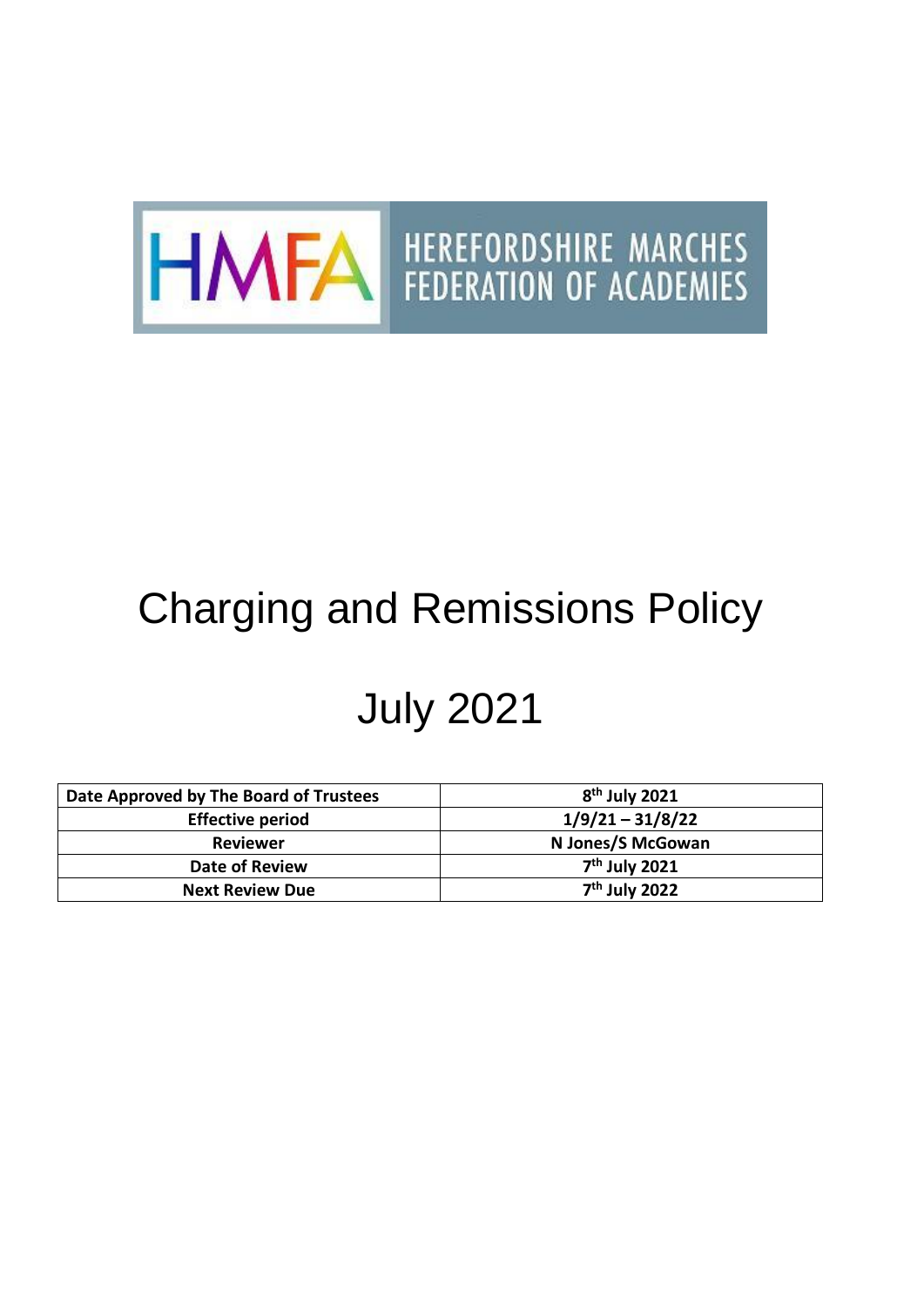HMFA HEREFORDSHIRE MARCHES FEDERATION OF ACADEMIES

# Charging and Remissions Policy

# July 2021

| Date Approved by The Board of Trustees | 8th July 2021 |
|---|---|
| Effective period | 1/9/21 – 31/8/22 |
| Reviewer | N Jones/S McGowan |
| Date of Review | 7th July 2021 |
| Next Review Due | 7th July 2022 |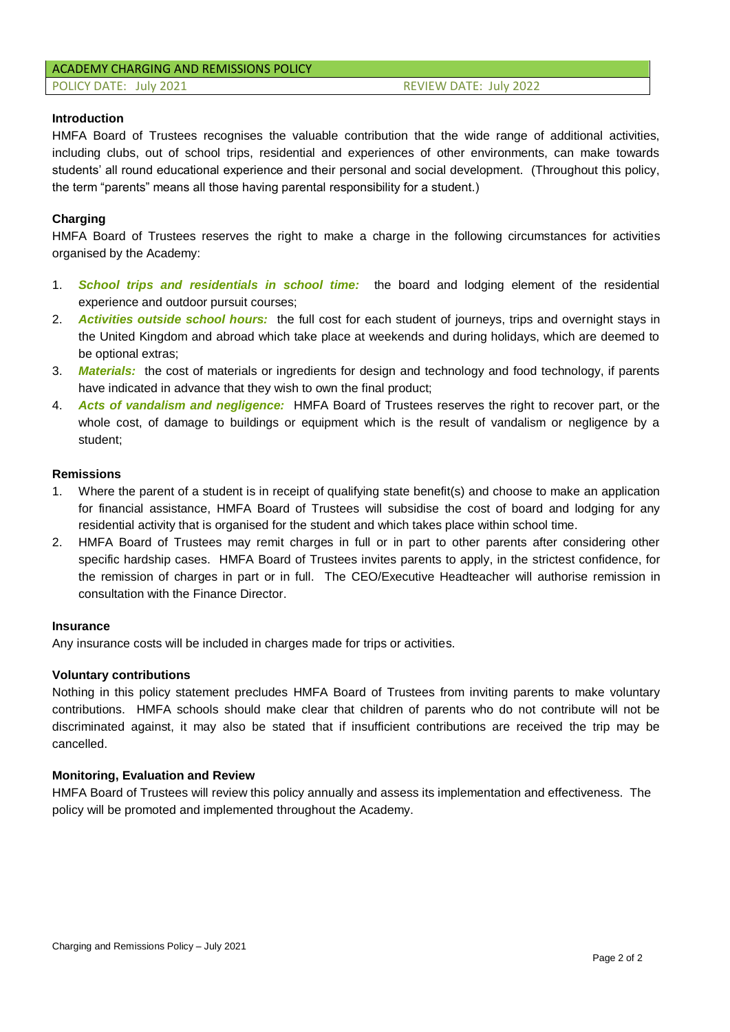| ACADEMY CHARGING AND REMISSIONS POLICY | |
|---|---|
| POLICY DATE: July 2021 | REVIEW DATE: July 2022 |

**Introduction**

HMFA Board of Trustees recognises the valuable contribution that the wide range of additional activities, including clubs, out of school trips, residential and experiences of other environments, can make towards students' all round educational experience and their personal and social development. (Throughout this policy, the term "parents" means all those having parental responsibility for a student.)

**Charging**

HMFA Board of Trustees reserves the right to make a charge in the following circumstances for activities organised by the Academy:

1. ***School trips and residentials in school time:*** the board and lodging element of the residential experience and outdoor pursuit courses;
2. ***Activities outside school hours:*** the full cost for each student of journeys, trips and overnight stays in the United Kingdom and abroad which take place at weekends and during holidays, which are deemed to be optional extras;
3. ***Materials:*** the cost of materials or ingredients for design and technology and food technology, if parents have indicated in advance that they wish to own the final product;
4. ***Acts of vandalism and negligence:*** HMFA Board of Trustees reserves the right to recover part, or the whole cost, of damage to buildings or equipment which is the result of vandalism or negligence by a student;

**Remissions**

1. Where the parent of a student is in receipt of qualifying state benefit(s) and choose to make an application for financial assistance, HMFA Board of Trustees will subsidise the cost of board and lodging for any residential activity that is organised for the student and which takes place within school time.
2. HMFA Board of Trustees may remit charges in full or in part to other parents after considering other specific hardship cases. HMFA Board of Trustees invites parents to apply, in the strictest confidence, for the remission of charges in part or in full. The CEO/Executive Headteacher will authorise remission in consultation with the Finance Director.

**Insurance**

Any insurance costs will be included in charges made for trips or activities.

**Voluntary contributions**

Nothing in this policy statement precludes HMFA Board of Trustees from inviting parents to make voluntary contributions. HMFA schools should make clear that children of parents who do not contribute will not be discriminated against, it may also be stated that if insufficient contributions are received the trip may be cancelled.

**Monitoring, Evaluation and Review**

HMFA Board of Trustees will review this policy annually and assess its implementation and effectiveness. The policy will be promoted and implemented throughout the Academy.